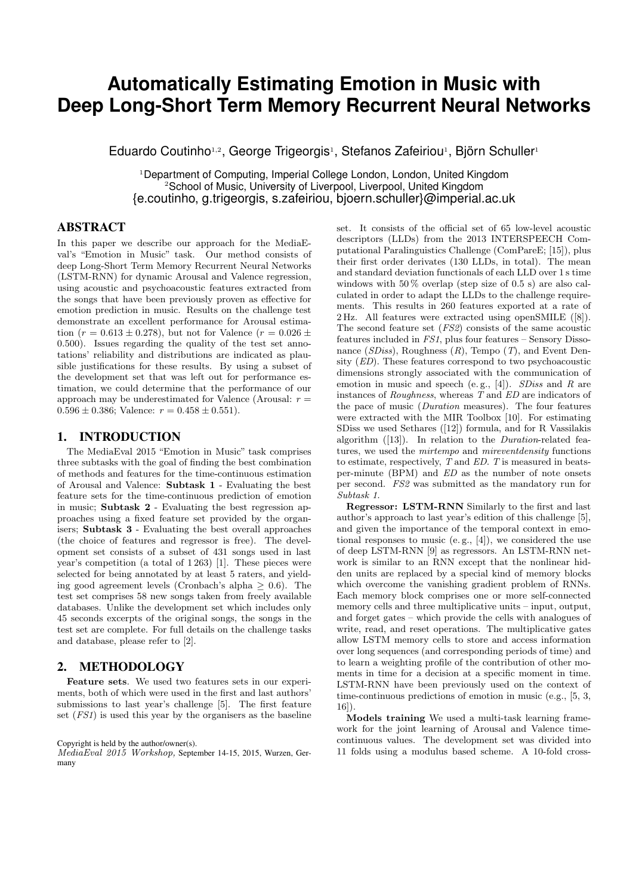# Automatically Estimating Emotion in Music with Deep Long-Short Term Memory Recurrent Neural Networks

Eduardo Coutinho[1,2], George Trigeorgis[1], Stefanos Zafeiriou[1], Björn Schuller[1]

[1]Department of Computing, Imperial College London, London, United Kingdom
[2]School of Music, University of Liverpool, Liverpool, United Kingdom
{e.coutinho, g.trigeorgis, s.zafeiriou, bjoern.schuller}@imperial.ac.uk

## ABSTRACT

In this paper we describe our approach for the MediaEval's "Emotion in Music" task. Our method consists of deep Long-Short Term Memory Recurrent Neural Networks (LSTM-RNN) for dynamic Arousal and Valence regression, using acoustic and psychoacoustic features extracted from the songs that have been previously proven as effective for emotion prediction in music. Results on the challenge test demonstrate an excellent performance for Arousal estimation ($r = 0.613 \pm 0.278$), but not for Valence ($r = 0.026 \pm 0.500$). Issues regarding the quality of the test set annotations' reliability and distributions are indicated as plausible justifications for these results. By using a subset of the development set that was left out for performance estimation, we could determine that the performance of our approach may be underestimated for Valence (Arousal: $r = 0.596 \pm 0.386$; Valence: $r = 0.458 \pm 0.551$).

## 1. INTRODUCTION

The MediaEval 2015 "Emotion in Music" task comprises three subtasks with the goal of finding the best combination of methods and features for the time-continuous estimation of Arousal and Valence: **Subtask 1** - Evaluating the best feature sets for the time-continuous prediction of emotion in music; **Subtask 2** - Evaluating the best regression approaches using a fixed feature set provided by the organisers; **Subtask 3** - Evaluating the best overall approaches (the choice of features and regressor is free). The development set consists of a subset of 431 songs used in last year's competition (a total of 1 263) [1]. These pieces were selected for being annotated by at least 5 raters, and yielding good agreement levels (Cronbach's alpha $\geq 0.6$). The test set comprises 58 new songs taken from freely available databases. Unlike the development set which includes only 45 seconds excerpts of the original songs, the songs in the test set are complete. For full details on the challenge tasks and database, please refer to [2].

## 2. METHODOLOGY

**Feature sets**. We used two features sets in our experiments, both of which were used in the first and last authors' submissions to last year's challenge [5]. The first feature set (*FS1*) is used this year by the organisers as the baseline set. It consists of the official set of 65 low-level acoustic descriptors (LLDs) from the 2013 INTERSPEECH Computational Paralinguistics Challenge (ComParE; [15]), plus their first order derivates (130 LLDs, in total). The mean and standard deviation functionals of each LLD over 1 s time windows with 50 % overlap (step size of 0.5 s) are also calculated in order to adapt the LLDs to the challenge requirements. This results in 260 features exported at a rate of 2 Hz. All features were extracted using openSMILE ([8]). The second feature set (*FS2*) consists of the same acoustic features included in *FS1*, plus four features – Sensory Dissonance (*SDiss*), Roughness (*R*), Tempo (*T*), and Event Density (*ED*). These features correspond to two psychoacoustic dimensions strongly associated with the communication of emotion in music and speech (e. g., [4]). *SDiss* and *R* are instances of *Roughness*, whereas *T* and *ED* are indicators of the pace of music (*Duration* measures). The four features were extracted with the MIR Toolbox [10]. For estimating SDiss we used Sethares ([12]) formula, and for R Vassilakis algorithm ([13]). In relation to the *Duration*-related features, we used the *mirtempo* and *mireventdensity* functions to estimate, respectively, *T* and *ED*. *T* is measured in beats-per-minute (BPM) and *ED* as the number of note onsets per second. *FS2* was submitted as the mandatory run for *Subtask 1*.

**Regressor: LSTM-RNN** Similarly to the first and last author's approach to last year's edition of this challenge [5], and given the importance of the temporal context in emotional responses to music (e. g., [4]), we considered the use of deep LSTM-RNN [9] as regressors. An LSTM-RNN network is similar to an RNN except that the nonlinear hidden units are replaced by a special kind of memory blocks which overcome the vanishing gradient problem of RNNs. Each memory block comprises one or more self-connected memory cells and three multiplicative units – input, output, and forget gates – which provide the cells with analogues of write, read, and reset operations. The multiplicative gates allow LSTM memory cells to store and access information over long sequences (and corresponding periods of time) and to learn a weighting profile of the contribution of other moments in time for a decision at a specific moment in time. LSTM-RNN have been previously used on the context of time-continuous predictions of emotion in music (e.g., [5, 3, 16]).

**Models training** We used a multi-task learning framework for the joint learning of Arousal and Valence time-continuous values. The development set was divided into 11 folds using a modulus based scheme. A 10-fold cross-

Copyright is held by the author/owner(s).
*MediaEval 2015 Workshop,* September 14-15, 2015, Wurzen, Germany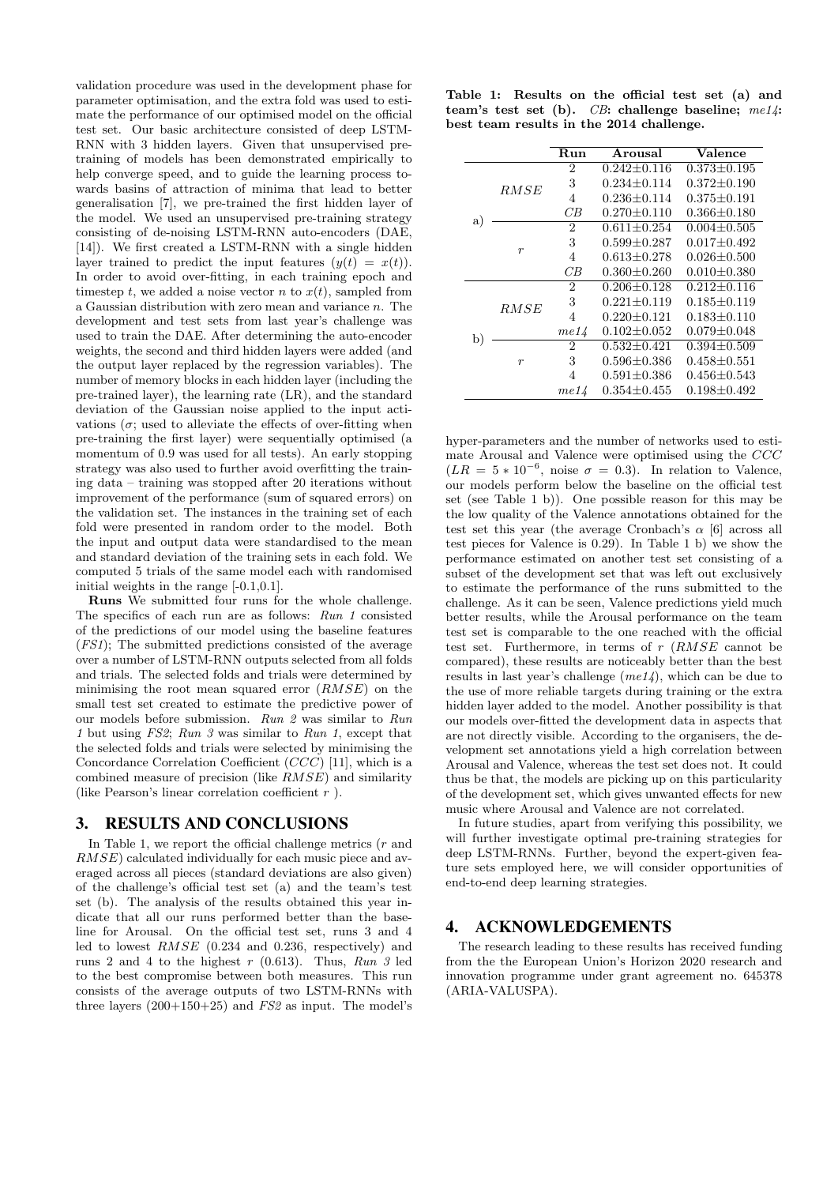validation procedure was used in the development phase for parameter optimisation, and the extra fold was used to estimate the performance of our optimised model on the official test set. Our basic architecture consisted of deep LSTM-RNN with 3 hidden layers. Given that unsupervised pre-training of models has been demonstrated empirically to help converge speed, and to guide the learning process towards basins of attraction of minima that lead to better generalisation [7], we pre-trained the first hidden layer of the model. We used an unsupervised pre-training strategy consisting of de-noising LSTM-RNN auto-encoders (DAE, [14]). We first created a LSTM-RNN with a single hidden layer trained to predict the input features ($y(t) = x(t)$). In order to avoid over-fitting, in each training epoch and timestep $t$, we added a noise vector $n$ to $x(t)$, sampled from a Gaussian distribution with zero mean and variance $n$. The development and test sets from last year's challenge was used to train the DAE. After determining the auto-encoder weights, the second and third hidden layers were added (and the output layer replaced by the regression variables). The number of memory blocks in each hidden layer (including the pre-trained layer), the learning rate (LR), and the standard deviation of the Gaussian noise applied to the input activations ($\sigma$; used to alleviate the effects of over-fitting when pre-training the first layer) were sequentially optimised (a momentum of 0.9 was used for all tests). An early stopping strategy was also used to further avoid overfitting the training data – training was stopped after 20 iterations without improvement of the performance (sum of squared errors) on the validation set. The instances in the training set of each fold were presented in random order to the model. Both the input and output data were standardised to the mean and standard deviation of the training sets in each fold. We computed 5 trials of the same model each with randomised initial weights in the range [-0.1,0.1].

**Runs** We submitted four runs for the whole challenge. The specifics of each run are as follows: *Run 1* consisted of the predictions of our model using the baseline features (*FS1*); The submitted predictions consisted of the average over a number of LSTM-RNN outputs selected from all folds and trials. The selected folds and trials were determined by minimising the root mean squared error ($RMSE$) on the small test set created to estimate the predictive power of our models before submission. *Run 2* was similar to *Run 1* but using *FS2*; *Run 3* was similar to *Run 1*, except that the selected folds and trials were selected by minimising the Concordance Correlation Coefficient ($CCC$) [11], which is a combined measure of precision (like $RMSE$) and similarity (like Pearson's linear correlation coefficient $r$ ).

## 3. RESULTS AND CONCLUSIONS

In Table 1, we report the official challenge metrics ($r$ and $RMSE$) calculated individually for each music piece and averaged across all pieces (standard deviations are also given) of the challenge's official test set (a) and the team's test set (b). The analysis of the results obtained this year indicate that all our runs performed better than the baseline for Arousal. On the official test set, runs 3 and 4 led to lowest $RMSE$ (0.234 and 0.236, respectively) and runs 2 and 4 to the highest $r$ (0.613). Thus, *Run 3* led to the best compromise between both measures. This run consists of the average outputs of two LSTM-RNNs with three layers (200+150+25) and *FS2* as input. The model's hyper-parameters and the number of networks used to estimate Arousal and Valence were optimised using the $CCC$ ($LR = 5 * 10^{-6}$, noise $\sigma = 0.3$). In relation to Valence, our models perform below the baseline on the official test set (see Table 1 b)). One possible reason for this may be the low quality of the Valence annotations obtained for the test set this year (the average Cronbach's $\alpha$ [6] across all test pieces for Valence is 0.29). In Table 1 b) we show the performance estimated on another test set consisting of a subset of the development set that was left out exclusively to estimate the performance of the runs submitted to the challenge. As it can be seen, Valence predictions yield much better results, while the Arousal performance on the team test set is comparable to the one reached with the official test set. Furthermore, in terms of $r$ ($RMSE$ cannot be compared), these results are noticeably better than the best results in last year's challenge (*me14*), which can be due to the use of more reliable targets during training or the extra hidden layer added to the model. Another possibility is that our models over-fitted the development data in aspects that are not directly visible. According to the organisers, the development set annotations yield a high correlation between Arousal and Valence, whereas the test set does not. It could thus be that, the models are picking up on this particularity of the development set, which gives unwanted effects for new music where Arousal and Valence are not correlated.

**Table 1: Results on the official test set (a) and team's test set (b).** ***CB*: challenge baseline; *me14*: best team results in the 2014 challenge.**

| | | Run | Arousal | Valence |
|---|---|---|---|---|
| a) | $RMSE$ | 2 | 0.242±0.116 | 0.373±0.195 |
| | | 3 | 0.234±0.114 | 0.372±0.190 |
| | | 4 | 0.236±0.114 | 0.375±0.191 |
| | | *CB* | 0.270±0.110 | 0.366±0.180 |
| | $r$ | 2 | 0.611±0.254 | 0.004±0.505 |
| | | 3 | 0.599±0.287 | 0.017±0.492 |
| | | 4 | 0.613±0.278 | 0.026±0.500 |
| | | *CB* | 0.360±0.260 | 0.010±0.380 |
| b) | $RMSE$ | 2 | 0.206±0.128 | 0.212±0.116 |
| | | 3 | 0.221±0.119 | 0.185±0.119 |
| | | 4 | 0.220±0.121 | 0.183±0.110 |
| | | *me14* | 0.102±0.052 | 0.079±0.048 |
| | $r$ | 2 | 0.532±0.421 | 0.394±0.509 |
| | | 3 | 0.596±0.386 | 0.458±0.551 |
| | | 4 | 0.591±0.386 | 0.456±0.543 |
| | | *me14* | 0.354±0.455 | 0.198±0.492 |

In future studies, apart from verifying this possibility, we will further investigate optimal pre-training strategies for deep LSTM-RNNs. Further, beyond the expert-given feature sets employed here, we will consider opportunities of end-to-end deep learning strategies.

## 4. ACKNOWLEDGEMENTS

The research leading to these results has received funding from the the European Union's Horizon 2020 research and innovation programme under grant agreement no. 645378 (ARIA-VALUSPA).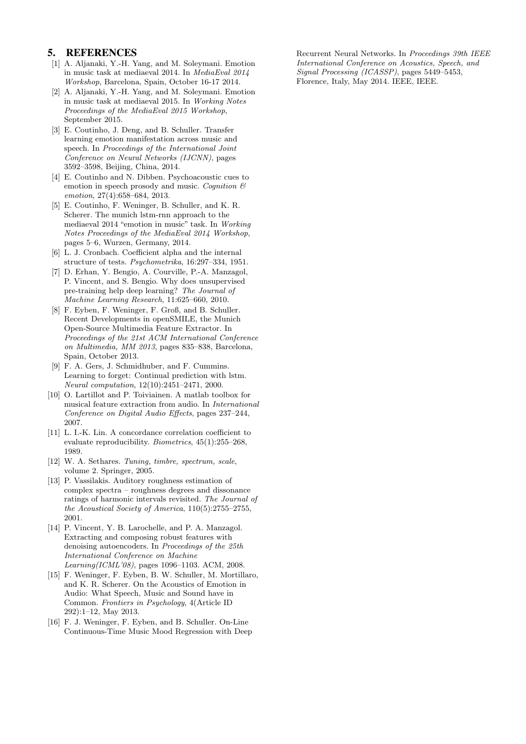## 5. REFERENCES

[1] A. Aljanaki, Y.-H. Yang, and M. Soleymani. Emotion in music task at mediaeval 2014. In *MediaEval 2014 Workshop*, Barcelona, Spain, October 16-17 2014.

[2] A. Aljanaki, Y.-H. Yang, and M. Soleymani. Emotion in music task at mediaeval 2015. In *Working Notes Proceedings of the MediaEval 2015 Workshop*, September 2015.

[3] E. Coutinho, J. Deng, and B. Schuller. Transfer learning emotion manifestation across music and speech. In *Proceedings of the International Joint Conference on Neural Networks (IJCNN)*, pages 3592–3598, Beijing, China, 2014.

[4] E. Coutinho and N. Dibben. Psychoacoustic cues to emotion in speech prosody and music. *Cognition & emotion*, 27(4):658–684, 2013.

[5] E. Coutinho, F. Weninger, B. Schuller, and K. R. Scherer. The munich lstm-rnn approach to the mediaeval 2014 "emotion in music" task. In *Working Notes Proceedings of the MediaEval 2014 Workshop*, pages 5–6, Wurzen, Germany, 2014.

[6] L. J. Cronbach. Coefficient alpha and the internal structure of tests. *Psychometrika*, 16:297–334, 1951.

[7] D. Erhan, Y. Bengio, A. Courville, P.-A. Manzagol, P. Vincent, and S. Bengio. Why does unsupervised pre-training help deep learning? *The Journal of Machine Learning Research*, 11:625–660, 2010.

[8] F. Eyben, F. Weninger, F. Groß, and B. Schuller. Recent Developments in openSMILE, the Munich Open-Source Multimedia Feature Extractor. In *Proceedings of the 21st ACM International Conference on Multimedia, MM 2013*, pages 835–838, Barcelona, Spain, October 2013.

[9] F. A. Gers, J. Schmidhuber, and F. Cummins. Learning to forget: Continual prediction with lstm. *Neural computation*, 12(10):2451–2471, 2000.

[10] O. Lartillot and P. Toiviainen. A matlab toolbox for musical feature extraction from audio. In *International Conference on Digital Audio Effects*, pages 237–244, 2007.

[11] L. I.-K. Lin. A concordance correlation coefficient to evaluate reproducibility. *Biometrics*, 45(1):255–268, 1989.

[12] W. A. Sethares. *Tuning, timbre, spectrum, scale*, volume 2. Springer, 2005.

[13] P. Vassilakis. Auditory roughness estimation of complex spectra – roughness degrees and dissonance ratings of harmonic intervals revisited. *The Journal of the Acoustical Society of America*, 110(5):2755–2755, 2001.

[14] P. Vincent, Y. B. Larochelle, and P. A. Manzagol. Extracting and composing robust features with denoising autoencoders. In *Proceedings of the 25th International Conference on Machine Learning(ICML'08)*, pages 1096–1103. ACM, 2008.

[15] F. Weninger, F. Eyben, B. W. Schuller, M. Mortillaro, and K. R. Scherer. On the Acoustics of Emotion in Audio: What Speech, Music and Sound have in Common. *Frontiers in Psychology*, 4(Article ID 292):1–12, May 2013.

[16] F. J. Weninger, F. Eyben, and B. Schuller. On-Line Continuous-Time Music Mood Regression with Deep Recurrent Neural Networks. In *Proceedings 39th IEEE International Conference on Acoustics, Speech, and Signal Processing (ICASSP)*, pages 5449–5453, Florence, Italy, May 2014. IEEE, IEEE.